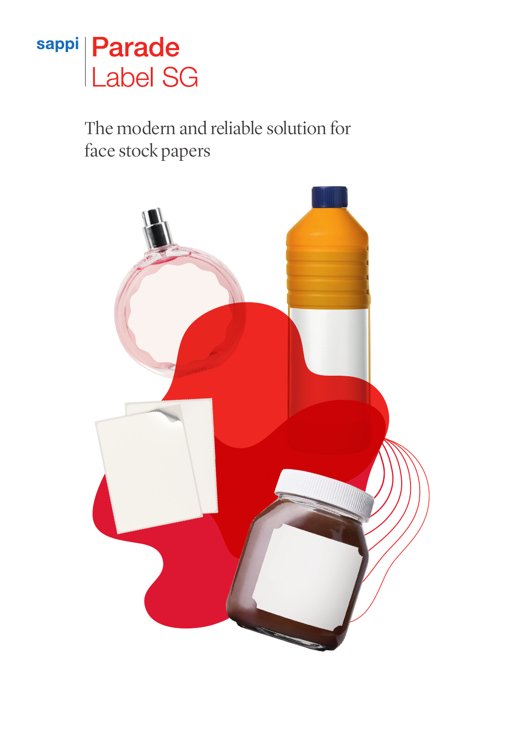sappi

# Parade
# Label SG

The modern and reliable solution for face stock papers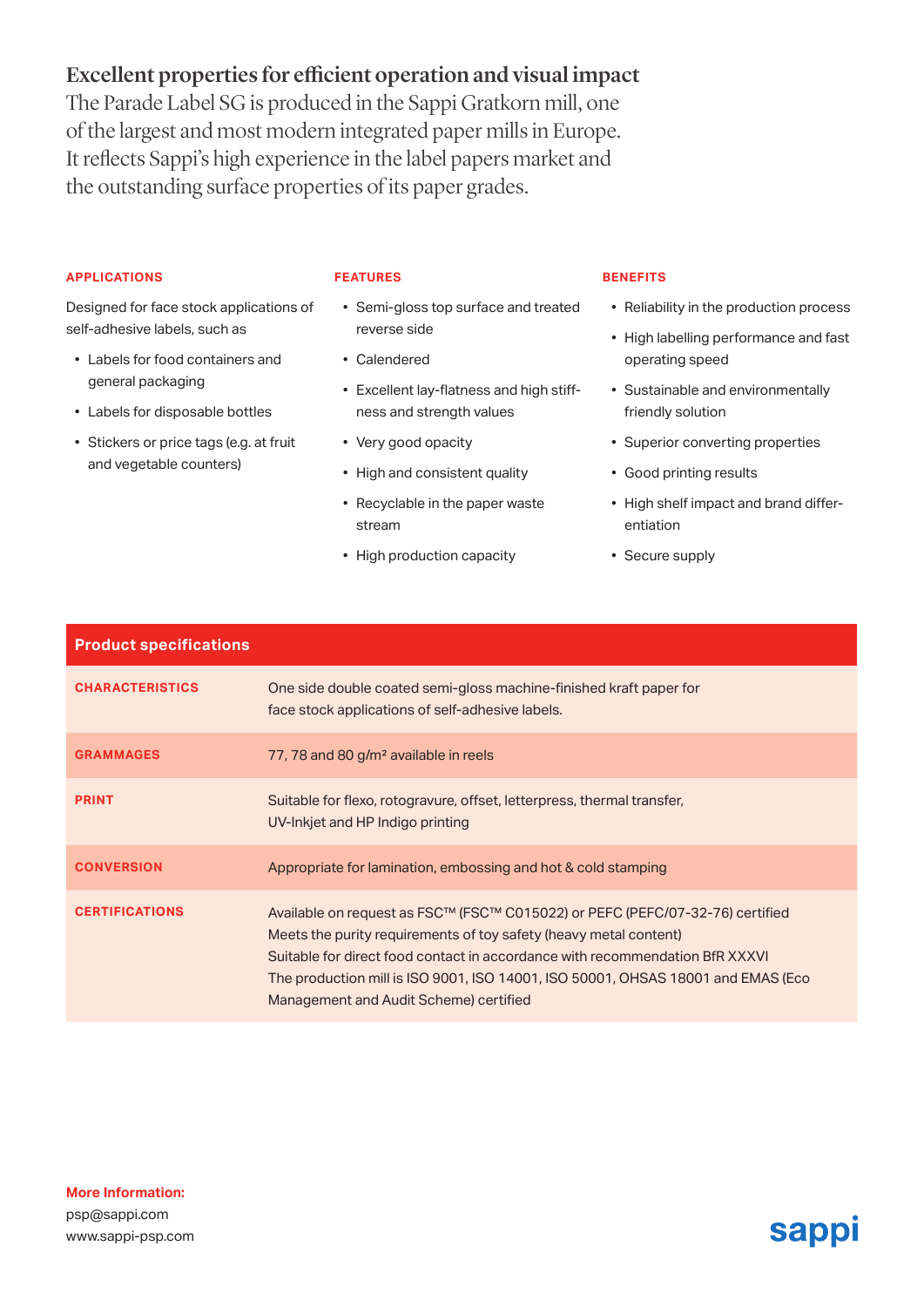## Excellent properties for efficient operation and visual impact

The Parade Label SG is produced in the Sappi Gratkorn mill, one of the largest and most modern integrated paper mills in Europe. It reflects Sappi's high experience in the label papers market and the outstanding surface properties of its paper grades.

### APPLICATIONS

Designed for face stock applications of self-adhesive labels, such as

- Labels for food containers and general packaging
- Labels for disposable bottles
- Stickers or price tags (e.g. at fruit and vegetable counters)

### FEATURES

- Semi-gloss top surface and treated reverse side
- Calendered
- Excellent lay-flatness and high stiffness and strength values
- Very good opacity
- High and consistent quality
- Recyclable in the paper waste stream
- High production capacity

### BENEFITS

- Reliability in the production process
- High labelling performance and fast operating speed
- Sustainable and environmentally friendly solution
- Superior converting properties
- Good printing results
- High shelf impact and brand differentiation
- Secure supply

### Product specifications

| | |
|---|---|
| **CHARACTERISTICS** | One side double coated semi-gloss machine-finished kraft paper for face stock applications of self-adhesive labels. |
| **GRAMMAGES** | 77, 78 and 80 g/m² available in reels |
| **PRINT** | Suitable for flexo, rotogravure, offset, letterpress, thermal transfer, UV-Inkjet and HP Indigo printing |
| **CONVERSION** | Appropriate for lamination, embossing and hot & cold stamping |
| **CERTIFICATIONS** | Available on request as FSC™ (FSC™ C015022) or PEFC (PEFC/07-32-76) certified<br>Meets the purity requirements of toy safety (heavy metal content)<br>Suitable for direct food contact in accordance with recommendation BfR XXXVI<br>The production mill is ISO 9001, ISO 14001, ISO 50001, OHSAS 18001 and EMAS (Eco Management and Audit Scheme) certified |

**More Information:**
psp@sappi.com
www.sappi-psp.com

sappi